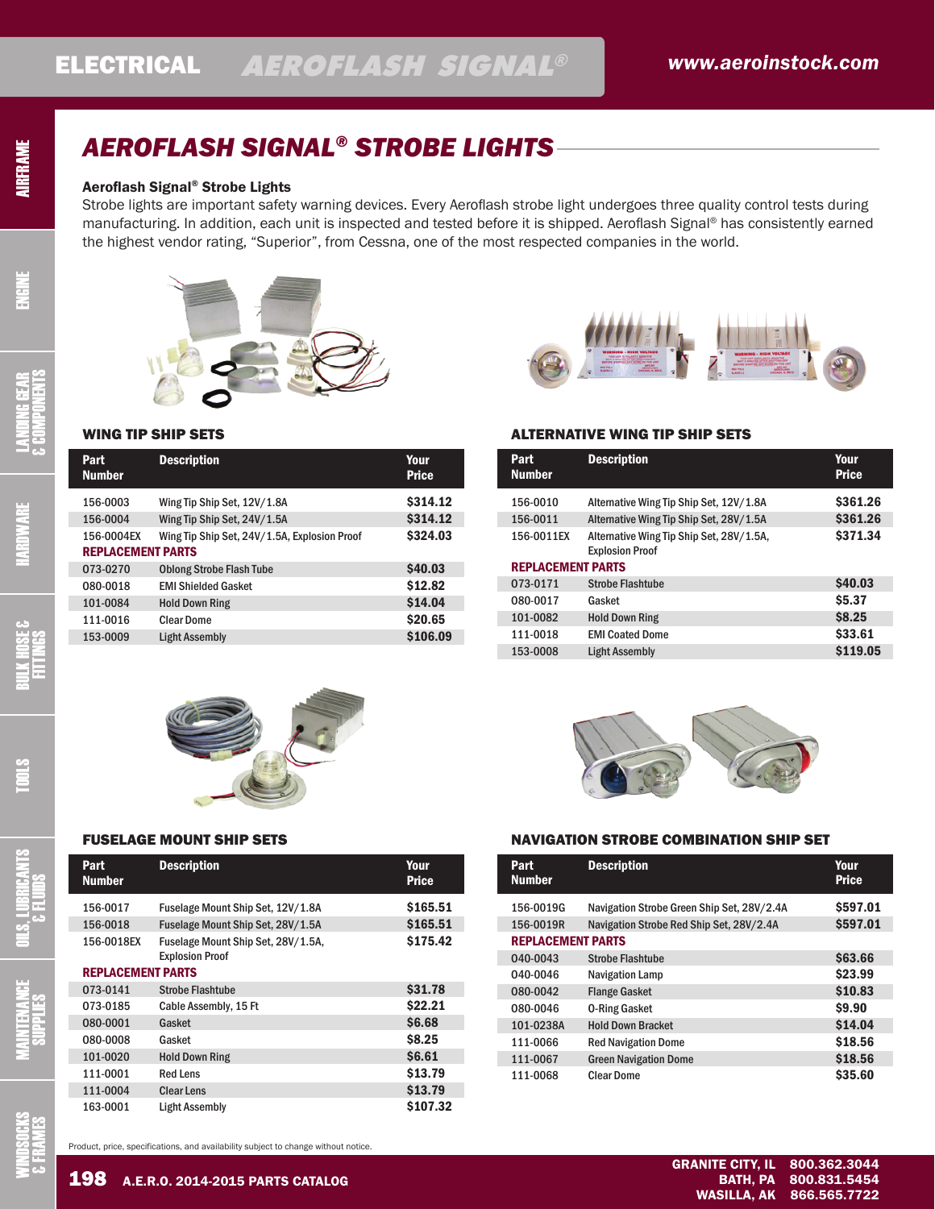# AEROFLASH SIGNAL® STROBE LIGHTS

### Aeroflash Signal® Strobe Lights

Strobe lights are important safety warning devices. Every Aeroflash strobe light undergoes three quality control tests during manufacturing. In addition, each unit is inspected and tested before it is shipped. Aeroflash Signal® has consistently earned the highest vendor rating, "Superior", from Cessna, one of the most respected companies in the world.

## WING TIP SHIP SETS

| Part Number | Description | Your Price |
|---|---|---|
| 156-0003 | Wing Tip Ship Set, 12V/1.8A | $314.12 |
| 156-0004 | Wing Tip Ship Set, 24V/1.5A | $314.12 |
| 156-0004EX | Wing Tip Ship Set, 24V/1.5A, Explosion Proof | $324.03 |
| **REPLACEMENT PARTS** | | |
| 073-0270 | Oblong Strobe Flash Tube | $40.03 |
| 080-0018 | EMI Shielded Gasket | $12.82 |
| 101-0084 | Hold Down Ring | $14.04 |
| 111-0016 | Clear Dome | $20.65 |
| 153-0009 | Light Assembly | $106.09 |

## ALTERNATIVE WING TIP SHIP SETS

| Part Number | Description | Your Price |
|---|---|---|
| 156-0010 | Alternative Wing Tip Ship Set, 12V/1.8A | $361.26 |
| 156-0011 | Alternative Wing Tip Ship Set, 28V/1.5A | $361.26 |
| 156-0011EX | Alternative Wing Tip Ship Set, 28V/1.5A, Explosion Proof | $371.34 |
| **REPLACEMENT PARTS** | | |
| 073-0171 | Strobe Flashtube | $40.03 |
| 080-0017 | Gasket | $5.37 |
| 101-0082 | Hold Down Ring | $8.25 |
| 111-0018 | EMI Coated Dome | $33.61 |
| 153-0008 | Light Assembly | $119.05 |

## FUSELAGE MOUNT SHIP SETS

| Part Number | Description | Your Price |
|---|---|---|
| 156-0017 | Fuselage Mount Ship Set, 12V/1.8A | $165.51 |
| 156-0018 | Fuselage Mount Ship Set, 28V/1.5A | $165.51 |
| 156-0018EX | Fuselage Mount Ship Set, 28V/1.5A, Explosion Proof | $175.42 |
| **REPLACEMENT PARTS** | | |
| 073-0141 | Strobe Flashtube | $31.78 |
| 073-0185 | Cable Assembly, 15 Ft | $22.21 |
| 080-0001 | Gasket | $6.68 |
| 080-0008 | Gasket | $8.25 |
| 101-0020 | Hold Down Ring | $6.61 |
| 111-0001 | Red Lens | $13.79 |
| 111-0004 | Clear Lens | $13.79 |
| 163-0001 | Light Assembly | $107.32 |

## NAVIGATION STROBE COMBINATION SHIP SET

| Part Number | Description | Your Price |
|---|---|---|
| 156-0019G | Navigation Strobe Green Ship Set, 28V/2.4A | $597.01 |
| 156-0019R | Navigation Strobe Red Ship Set, 28V/2.4A | $597.01 |
| **REPLACEMENT PARTS** | | |
| 040-0043 | Strobe Flashtube | $63.66 |
| 040-0046 | Navigation Lamp | $23.99 |
| 080-0042 | Flange Gasket | $10.83 |
| 080-0046 | O-Ring Gasket | $9.90 |
| 101-0238A | Hold Down Bracket | $14.04 |
| 111-0066 | Red Navigation Dome | $18.56 |
| 111-0067 | Green Navigation Dome | $18.56 |
| 111-0068 | Clear Dome | $35.60 |

Product, price, specifications, and availability subject to change without notice.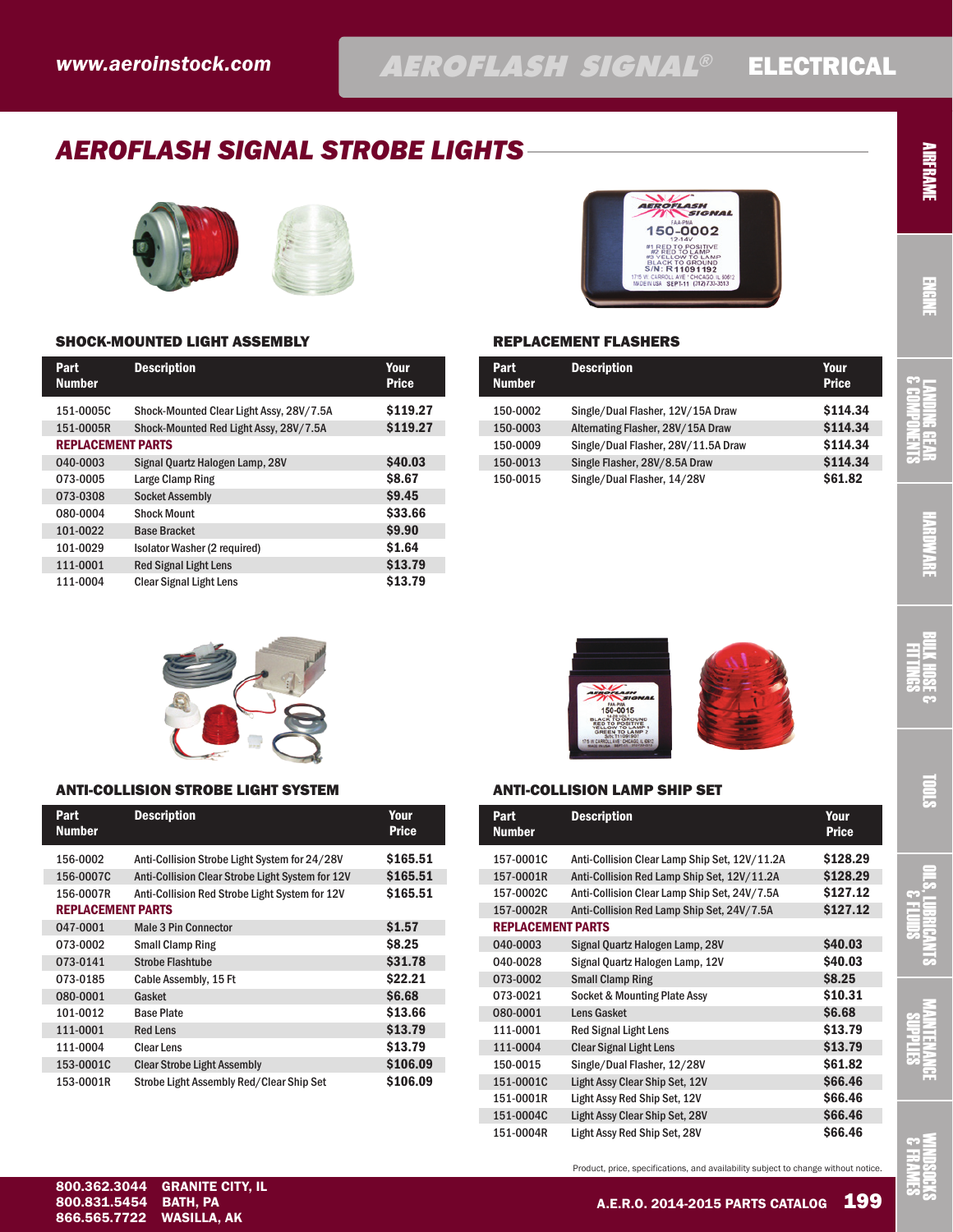# AEROFLASH SIGNAL STROBE LIGHTS

### SHOCK-MOUNTED LIGHT ASSEMBLY

| Part Number | Description | Your Price |
|---|---|---|
| 151-0005C | Shock-Mounted Clear Light Assy, 28V/7.5A | $119.27 |
| 151-0005R | Shock-Mounted Red Light Assy, 28V/7.5A | $119.27 |
| **REPLACEMENT PARTS** | | |
| 040-0003 | Signal Quartz Halogen Lamp, 28V | $40.03 |
| 073-0005 | Large Clamp Ring | $8.67 |
| 073-0308 | Socket Assembly | $9.45 |
| 080-0004 | Shock Mount | $33.66 |
| 101-0022 | Base Bracket | $9.90 |
| 101-0029 | Isolator Washer (2 required) | $1.64 |
| 111-0001 | Red Signal Light Lens | $13.79 |
| 111-0004 | Clear Signal Light Lens | $13.79 |

### REPLACEMENT FLASHERS

| Part Number | Description | Your Price |
|---|---|---|
| 150-0002 | Single/Dual Flasher, 12V/15A Draw | $114.34 |
| 150-0003 | Alternating Flasher, 28V/15A Draw | $114.34 |
| 150-0009 | Single/Dual Flasher, 28V/11.5A Draw | $114.34 |
| 150-0013 | Single Flasher, 28V/8.5A Draw | $114.34 |
| 150-0015 | Single/Dual Flasher, 14/28V | $61.82 |

### ANTI-COLLISION STROBE LIGHT SYSTEM

| Part Number | Description | Your Price |
|---|---|---|
| 156-0002 | Anti-Collision Strobe Light System for 24/28V | $165.51 |
| 156-0007C | Anti-Collision Clear Strobe Light System for 12V | $165.51 |
| 156-0007R | Anti-Collision Red Strobe Light System for 12V | $165.51 |
| **REPLACEMENT PARTS** | | |
| 047-0001 | Male 3 Pin Connector | $1.57 |
| 073-0002 | Small Clamp Ring | $8.25 |
| 073-0141 | Strobe Flashtube | $31.78 |
| 073-0185 | Cable Assembly, 15 Ft | $22.21 |
| 080-0001 | Gasket | $6.68 |
| 101-0012 | Base Plate | $13.66 |
| 111-0001 | Red Lens | $13.79 |
| 111-0004 | Clear Lens | $13.79 |
| 153-0001C | Clear Strobe Light Assembly | $106.09 |
| 153-0001R | Strobe Light Assembly Red/Clear Ship Set | $106.09 |

### ANTI-COLLISION LAMP SHIP SET

| Part Number | Description | Your Price |
|---|---|---|
| 157-0001C | Anti-Collision Clear Lamp Ship Set, 12V/11.2A | $128.29 |
| 157-0001R | Anti-Collision Red Lamp Ship Set, 12V/11.2A | $128.29 |
| 157-0002C | Anti-Collision Clear Lamp Ship Set, 24V/7.5A | $127.12 |
| 157-0002R | Anti-Collision Red Lamp Ship Set, 24V/7.5A | $127.12 |
| **REPLACEMENT PARTS** | | |
| 040-0003 | Signal Quartz Halogen Lamp, 28V | $40.03 |
| 040-0028 | Signal Quartz Halogen Lamp, 12V | $40.03 |
| 073-0002 | Small Clamp Ring | $8.25 |
| 073-0021 | Socket & Mounting Plate Assy | $10.31 |
| 080-0001 | Lens Gasket | $6.68 |
| 111-0001 | Red Signal Light Lens | $13.79 |
| 111-0004 | Clear Signal Light Lens | $13.79 |
| 150-0015 | Single/Dual Flasher, 12/28V | $61.82 |
| 151-0001C | Light Assy Clear Ship Set, 12V | $66.46 |
| 151-0001R | Light Assy Red Ship Set, 12V | $66.46 |
| 151-0004C | Light Assy Clear Ship Set, 28V | $66.46 |
| 151-0004R | Light Assy Red Ship Set, 28V | $66.46 |

Product, price, specifications, and availability subject to change without notice.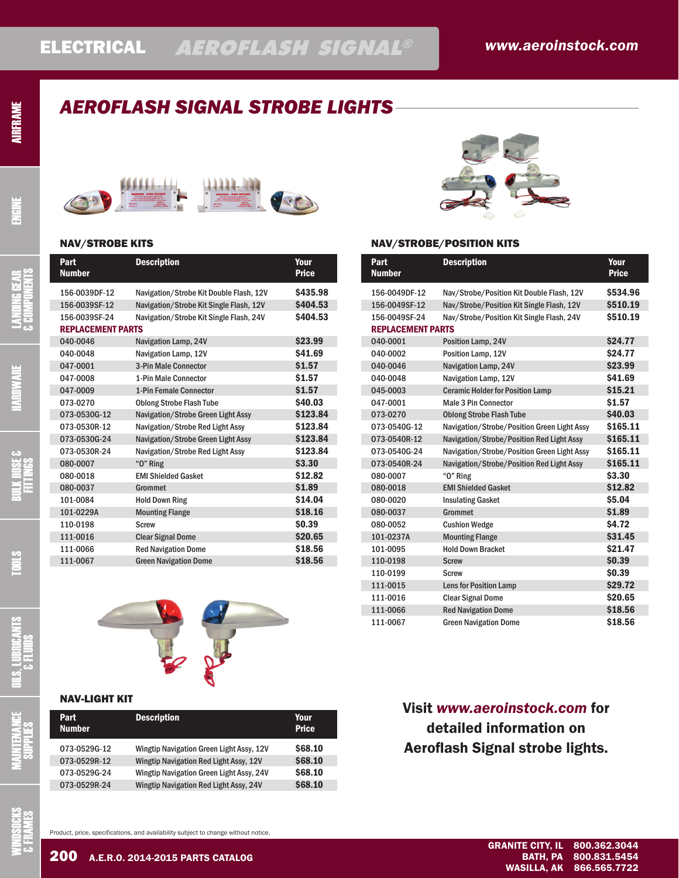# AEROFLASH SIGNAL STROBE LIGHTS

## NAV/STROBE KITS

| Part Number | Description | Your Price |
|---|---|---|
| 156-0039DF-12 | Navigation/Strobe Kit Double Flash, 12V | $435.98 |
| 156-0039SF-12 | Navigation/Strobe Kit Single Flash, 12V | $404.53 |
| 156-0039SF-24 | Navigation/Strobe Kit Single Flash, 24V | $404.53 |
| **REPLACEMENT PARTS** | | |
| 040-0046 | Navigation Lamp, 24V | $23.99 |
| 040-0048 | Navigation Lamp, 12V | $41.69 |
| 047-0001 | 3-Pin Male Connector | $1.57 |
| 047-0008 | 1-Pin Male Connector | $1.57 |
| 047-0009 | 1-Pin Female Connector | $1.57 |
| 073-0270 | Oblong Strobe Flash Tube | $40.03 |
| 073-0530G-12 | Navigation/Strobe Green Light Assy | $123.84 |
| 073-0530R-12 | Navigation/Strobe Red Light Assy | $123.84 |
| 073-0530G-24 | Navigation/Strobe Green Light Assy | $123.84 |
| 073-0530R-24 | Navigation/Strobe Red Light Assy | $123.84 |
| 080-0007 | "O" Ring | $3.30 |
| 080-0018 | EMI Shielded Gasket | $12.82 |
| 080-0037 | Grommet | $1.89 |
| 101-0084 | Hold Down Ring | $14.04 |
| 101-0229A | Mounting Flange | $18.16 |
| 110-0198 | Screw | $0.39 |
| 111-0016 | Clear Signal Dome | $20.65 |
| 111-0066 | Red Navigation Dome | $18.56 |
| 111-0067 | Green Navigation Dome | $18.56 |

## NAV/STROBE/POSITION KITS

| Part Number | Description | Your Price |
|---|---|---|
| 156-0049DF-12 | Nav/Strobe/Position Kit Double Flash, 12V | $534.96 |
| 156-0049SF-12 | Nav/Strobe/Position Kit Single Flash, 12V | $510.19 |
| 156-0049SF-24 | Nav/Strobe/Position Kit Single Flash, 24V | $510.19 |
| **REPLACEMENT PARTS** | | |
| 040-0001 | Position Lamp, 24V | $24.77 |
| 040-0002 | Position Lamp, 12V | $24.77 |
| 040-0046 | Navigation Lamp, 24V | $23.99 |
| 040-0048 | Navigation Lamp, 12V | $41.69 |
| 045-0003 | Ceramic Holder for Position Lamp | $15.21 |
| 047-0001 | Male 3 Pin Connector | $1.57 |
| 073-0270 | Oblong Strobe Flash Tube | $40.03 |
| 073-0540G-12 | Navigation/Strobe/Position Green Light Assy | $165.11 |
| 073-0540R-12 | Navigation/Strobe/Position Red Light Assy | $165.11 |
| 073-0540G-24 | Navigation/Strobe/Position Green Light Assy | $165.11 |
| 073-0540R-24 | Navigation/Strobe/Position Red Light Assy | $165.11 |
| 080-0007 | "O" Ring | $3.30 |
| 080-0018 | EMI Shielded Gasket | $12.82 |
| 080-0020 | Insulating Gasket | $5.04 |
| 080-0037 | Grommet | $1.89 |
| 080-0052 | Cushion Wedge | $4.72 |
| 101-0237A | Mounting Flange | $31.45 |
| 101-0095 | Hold Down Bracket | $21.47 |
| 110-0198 | Screw | $0.39 |
| 110-0199 | Screw | $0.39 |
| 111-0015 | Lens for Position Lamp | $29.72 |
| 111-0016 | Clear Signal Dome | $20.65 |
| 111-0066 | Red Navigation Dome | $18.56 |
| 111-0067 | Green Navigation Dome | $18.56 |

## NAV-LIGHT KIT

| Part Number | Description | Your Price |
|---|---|---|
| 073-0529G-12 | Wingtip Navigation Green Light Assy, 12V | $68.10 |
| 073-0529R-12 | Wingtip Navigation Red Light Assy, 12V | $68.10 |
| 073-0529G-24 | Wingtip Navigation Green Light Assy, 24V | $68.10 |
| 073-0529R-24 | Wingtip Navigation Red Light Assy, 24V | $68.10 |

**Visit *www.aeroinstock.com* for detailed information on Aeroflash Signal strobe lights.**

Product, price, specifications, and availability subject to change without notice.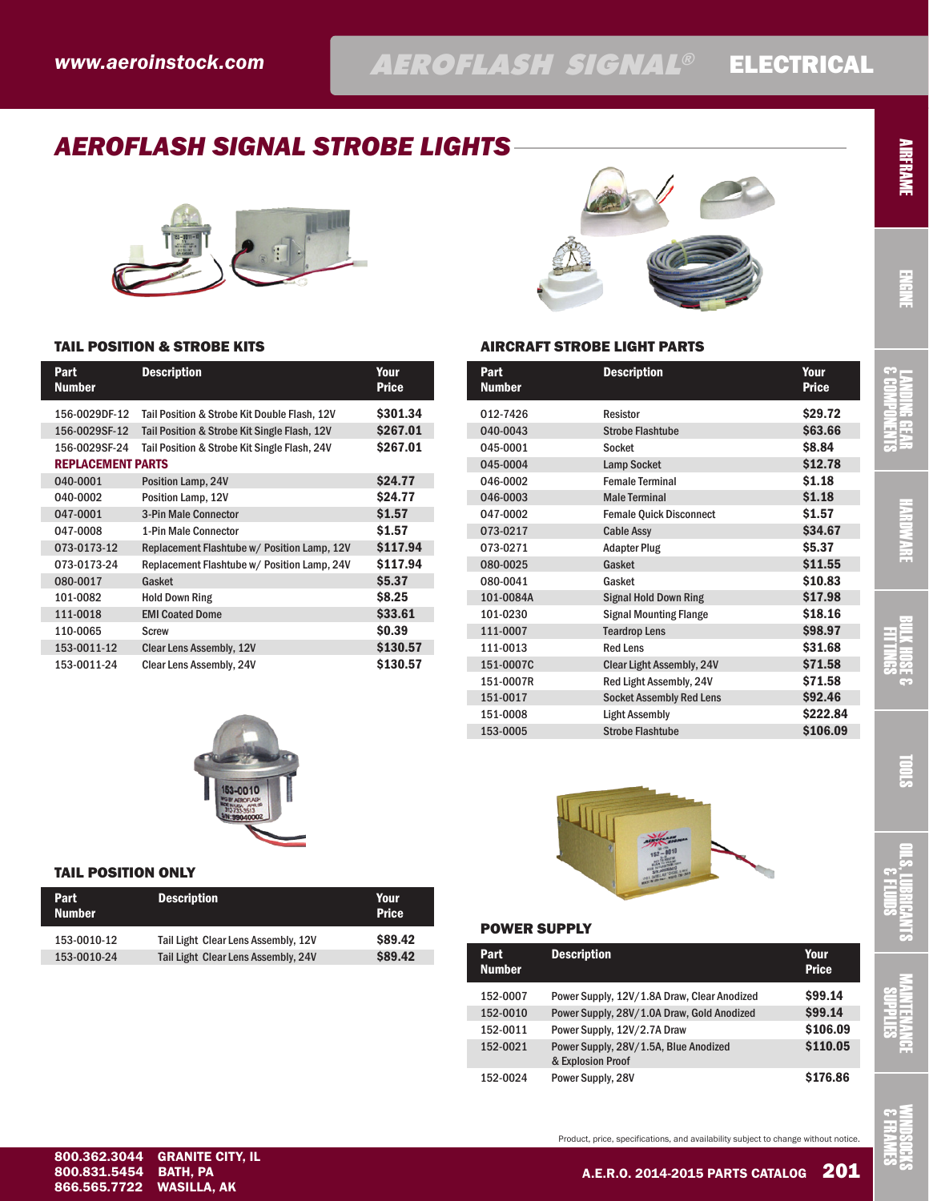## AEROFLASH SIGNAL STROBE LIGHTS

### TAIL POSITION & STROBE KITS

| Part Number | Description | Your Price |
|---|---|---|
| 156-0029DF-12 | Tail Position & Strobe Kit Double Flash, 12V | $301.34 |
| 156-0029SF-12 | Tail Position & Strobe Kit Single Flash, 12V | $267.01 |
| 156-0029SF-24 | Tail Position & Strobe Kit Single Flash, 24V | $267.01 |
| **REPLACEMENT PARTS** | | |
| 040-0001 | Position Lamp, 24V | $24.77 |
| 040-0002 | Position Lamp, 12V | $24.77 |
| 047-0001 | 3-Pin Male Connector | $1.57 |
| 047-0008 | 1-Pin Male Connector | $1.57 |
| 073-0173-12 | Replacement Flashtube w/ Position Lamp, 12V | $117.94 |
| 073-0173-24 | Replacement Flashtube w/ Position Lamp, 24V | $117.94 |
| 080-0017 | Gasket | $5.37 |
| 101-0082 | Hold Down Ring | $8.25 |
| 111-0018 | EMI Coated Dome | $33.61 |
| 110-0065 | Screw | $0.39 |
| 153-0011-12 | Clear Lens Assembly, 12V | $130.57 |
| 153-0011-24 | Clear Lens Assembly, 24V | $130.57 |

### TAIL POSITION ONLY

| Part Number | Description | Your Price |
|---|---|---|
| 153-0010-12 | Tail Light Clear Lens Assembly, 12V | $89.42 |
| 153-0010-24 | Tail Light Clear Lens Assembly, 24V | $89.42 |

### AIRCRAFT STROBE LIGHT PARTS

| Part Number | Description | Your Price |
|---|---|---|
| 012-7426 | Resistor | $29.72 |
| 040-0043 | Strobe Flashtube | $63.66 |
| 045-0001 | Socket | $8.84 |
| 045-0004 | Lamp Socket | $12.78 |
| 046-0002 | Female Terminal | $1.18 |
| 046-0003 | Male Terminal | $1.18 |
| 047-0002 | Female Quick Disconnect | $1.57 |
| 073-0217 | Cable Assy | $34.67 |
| 073-0271 | Adapter Plug | $5.37 |
| 080-0025 | Gasket | $11.55 |
| 080-0041 | Gasket | $10.83 |
| 101-0084A | Signal Hold Down Ring | $17.98 |
| 101-0230 | Signal Mounting Flange | $18.16 |
| 111-0007 | Teardrop Lens | $98.97 |
| 111-0013 | Red Lens | $31.68 |
| 151-0007C | Clear Light Assembly, 24V | $71.58 |
| 151-0007R | Red Light Assembly, 24V | $71.58 |
| 151-0017 | Socket Assembly Red Lens | $92.46 |
| 151-0008 | Light Assembly | $222.84 |
| 153-0005 | Strobe Flashtube | $106.09 |

### POWER SUPPLY

| Part Number | Description | Your Price |
|---|---|---|
| 152-0007 | Power Supply, 12V/1.8A Draw, Clear Anodized | $99.14 |
| 152-0010 | Power Supply, 28V/1.0A Draw, Gold Anodized | $99.14 |
| 152-0011 | Power Supply, 12V/2.7A Draw | $106.09 |
| 152-0021 | Power Supply, 28V/1.5A, Blue Anodized & Explosion Proof | $110.05 |
| 152-0024 | Power Supply, 28V | $176.86 |

Product, price, specifications, and availability subject to change without notice.